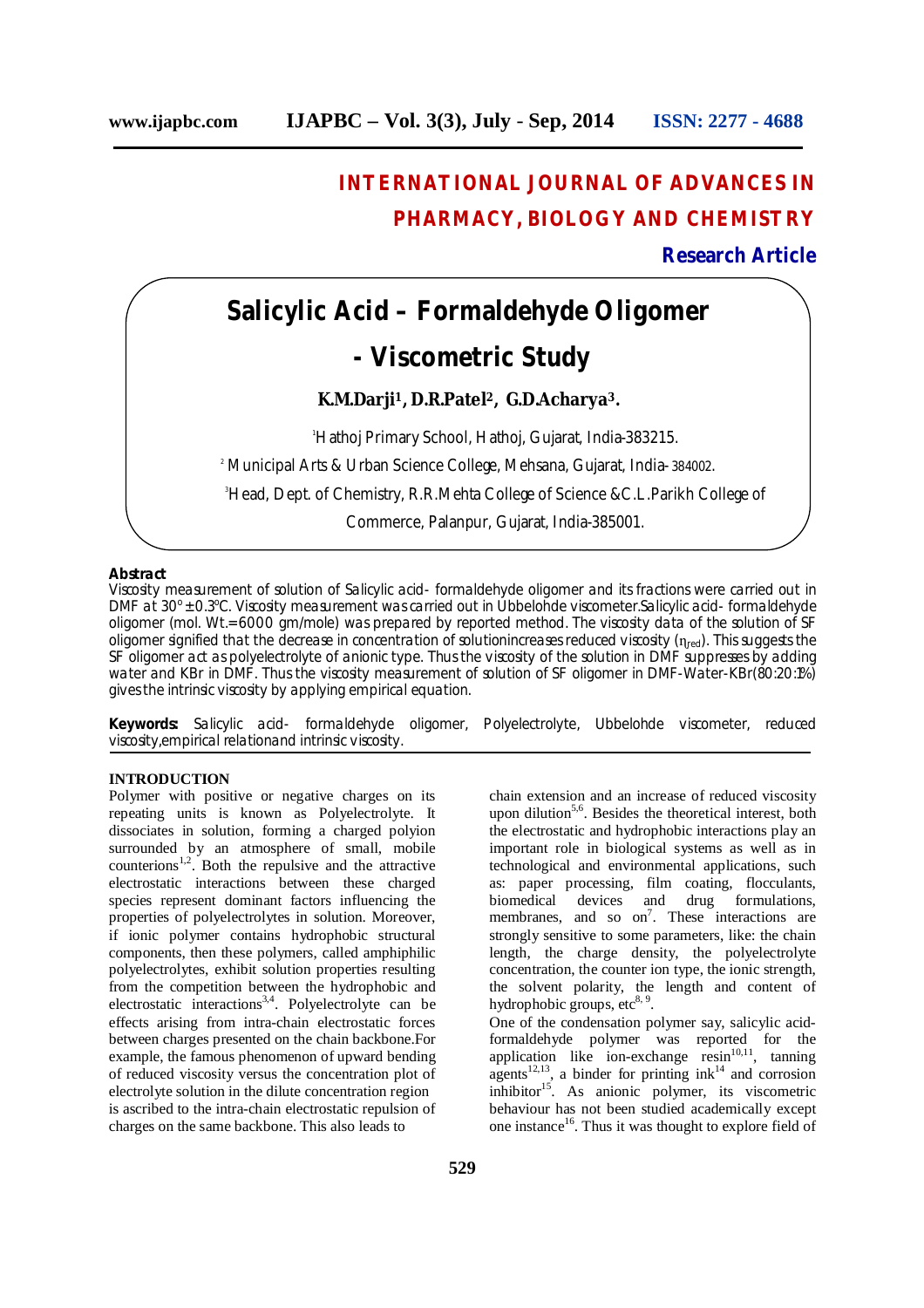# INTERNATIONAL JOURNAL OF ADVANCES IN PHARMACY, BIOLOGY AND CHEMISTRY

**Research Article**

# Salicylic Acid – Formaldehyde Oligomer - Viscometric Study

**K.M.Darji[1], D.R.Patel[2], G.D.Acharya[3].**

[1]Hathoj Primary School, Hathoj, Gujarat, India-383215.

[2] Municipal Arts & Urban Science College, Mehsana, Gujarat, India- 384002.

[3]Head, Dept. of Chemistry, R.R.Mehta College of Science &C.L.Parikh College of Commerce, Palanpur, Gujarat, India-385001.

**Abstract**

Viscosity measurement of solution of Salicylic acid- formaldehyde oligomer and its fractions were carried out in DMF at 30° ± 0.3°C. Viscosity measurement was carried out in Ubbelohde viscometer.Salicylic acid- formaldehyde oligomer (mol. Wt.= 6000 gm/mole) was prepared by reported method. The viscosity data of the solution of SF oligomer signified that the decrease in concentration of solutionincreases reduced viscosity ($\eta_{red}$). This suggests the SF oligomer act as polyelectrolyte of anionic type. Thus the viscosity of the solution in DMF suppresses by adding water and KBr in DMF. Thus the viscosity measurement of solution of SF oligomer in DMF-Water-KBr(80:20:1%) gives the intrinsic viscosity by applying empirical equation.

**Keywords:** Salicylic acid- formaldehyde oligomer, Polyelectrolyte, Ubbelohde viscometer, reduced viscosity,empirical relationand intrinsic viscosity.

## INTRODUCTION

Polymer with positive or negative charges on its repeating units is known as Polyelectrolyte. It dissociates in solution, forming a charged polyion surrounded by an atmosphere of small, mobile counterions[1,2]. Both the repulsive and the attractive electrostatic interactions between these charged species represent dominant factors influencing the properties of polyelectrolytes in solution. Moreover, if ionic polymer contains hydrophobic structural components, then these polymers, called amphiphilic polyelectrolytes, exhibit solution properties resulting from the competition between the hydrophobic and electrostatic interactions[3,4]. Polyelectrolyte can be effects arising from intra-chain electrostatic forces between charges presented on the chain backbone.For example, the famous phenomenon of upward bending of reduced viscosity versus the concentration plot of electrolyte solution in the dilute concentration region is ascribed to the intra-chain electrostatic repulsion of charges on the same backbone. This also leads to chain extension and an increase of reduced viscosity upon dilution[5,6]. Besides the theoretical interest, both the electrostatic and hydrophobic interactions play an important role in biological systems as well as in technological and environmental applications, such as: paper processing, film coating, flocculants, biomedical devices and drug formulations, membranes, and so on[7]. These interactions are strongly sensitive to some parameters, like: the chain length, the charge density, the polyelectrolyte concentration, the counter ion type, the ionic strength, the solvent polarity, the length and content of hydrophobic groups, etc[8, 9].

One of the condensation polymer say, salicylic acid-formaldehyde polymer was reported for the application like ion-exchange resin[10,11], tanning agents[12,13], a binder for printing ink[14] and corrosion inhibitor[15]. As anionic polymer, its viscometric behaviour has not been studied academically except one instance[16]. Thus it was thought to explore field of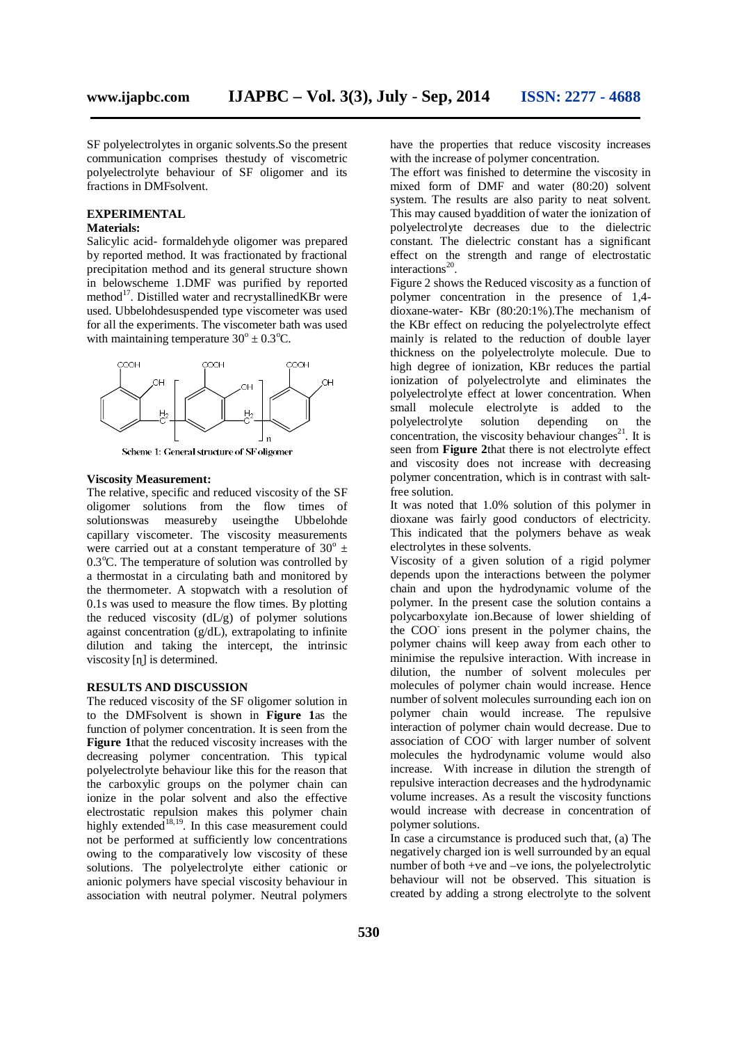SF polyelectrolytes in organic solvents.So the present communication comprises thestudy of viscometric polyelectrolyte behaviour of SF oligomer and its fractions in DMFsolvent.

## EXPERIMENTAL

### Materials:

Salicylic acid- formaldehyde oligomer was prepared by reported method. It was fractionated by fractional precipitation method and its general structure shown in belowscheme 1.DMF was purified by reported method[17]. Distilled water and recrystallinedKBr were used. Ubbelohdesuspended type viscometer was used for all the experiments. The viscometer bath was used with maintaining temperature $30^{o} \pm 0.3^{o}C$.

Scheme 1: General structure of SF oligomer

### Viscosity Measurement:

The relative, specific and reduced viscosity of the SF oligomer solutions from the flow times of solutionswas measureby useingthe Ubbelohde capillary viscometer. The viscosity measurements were carried out at a constant temperature of $30^{o} \pm 0.3^{o}C$. The temperature of solution was controlled by a thermostat in a circulating bath and monitored by the thermometer. A stopwatch with a resolution of 0.1s was used to measure the flow times. By plotting the reduced viscosity (dL/g) of polymer solutions against concentration (g/dL), extrapolating to infinite dilution and taking the intercept, the intrinsic viscosity [η] is determined.

## RESULTS AND DISCUSSION

The reduced viscosity of the SF oligomer solution in to the DMFsolvent is shown in **Figure 1**as the function of polymer concentration. It is seen from the **Figure 1**that the reduced viscosity increases with the decreasing polymer concentration. This typical polyelectrolyte behaviour like this for the reason that the carboxylic groups on the polymer chain can ionize in the polar solvent and also the effective electrostatic repulsion makes this polymer chain highly extended[18,19]. In this case measurement could not be performed at sufficiently low concentrations owing to the comparatively low viscosity of these solutions. The polyelectrolyte either cationic or anionic polymers have special viscosity behaviour in association with neutral polymer. Neutral polymers have the properties that reduce viscosity increases with the increase of polymer concentration.

The effort was finished to determine the viscosity in mixed form of DMF and water (80:20) solvent system. The results are also parity to neat solvent. This may caused byaddition of water the ionization of polyelectrolyte decreases due to the dielectric constant. The dielectric constant has a significant effect on the strength and range of electrostatic interactions[20].

Figure 2 shows the Reduced viscosity as a function of polymer concentration in the presence of 1,4-dioxane-water- KBr (80:20:1%).The mechanism of the KBr effect on reducing the polyelectrolyte effect mainly is related to the reduction of double layer thickness on the polyelectrolyte molecule. Due to high degree of ionization, KBr reduces the partial ionization of polyelectrolyte and eliminates the polyelectrolyte effect at lower concentration. When small molecule electrolyte is added to the polyelectrolyte solution depending on the concentration, the viscosity behaviour changes[21]. It is seen from **Figure 2**that there is not electrolyte effect and viscosity does not increase with decreasing polymer concentration, which is in contrast with salt-free solution.

It was noted that 1.0% solution of this polymer in dioxane was fairly good conductors of electricity. This indicated that the polymers behave as weak electrolytes in these solvents.

Viscosity of a given solution of a rigid polymer depends upon the interactions between the polymer chain and upon the hydrodynamic volume of the polymer. In the present case the solution contains a polycarboxylate ion.Because of lower shielding of the $COO^{-}$ ions present in the polymer chains, the polymer chains will keep away from each other to minimise the repulsive interaction. With increase in dilution, the number of solvent molecules per molecules of polymer chain would increase. Hence number of solvent molecules surrounding each ion on polymer chain would increase. The repulsive interaction of polymer chain would decrease. Due to association of $COO^{-}$ with larger number of solvent molecules the hydrodynamic volume would also increase. With increase in dilution the strength of repulsive interaction decreases and the hydrodynamic volume increases. As a result the viscosity functions would increase with decrease in concentration of polymer solutions.

In case a circumstance is produced such that, (a) The negatively charged ion is well surrounded by an equal number of both +ve and –ve ions, the polyelectrolytic behaviour will not be observed. This situation is created by adding a strong electrolyte to the solvent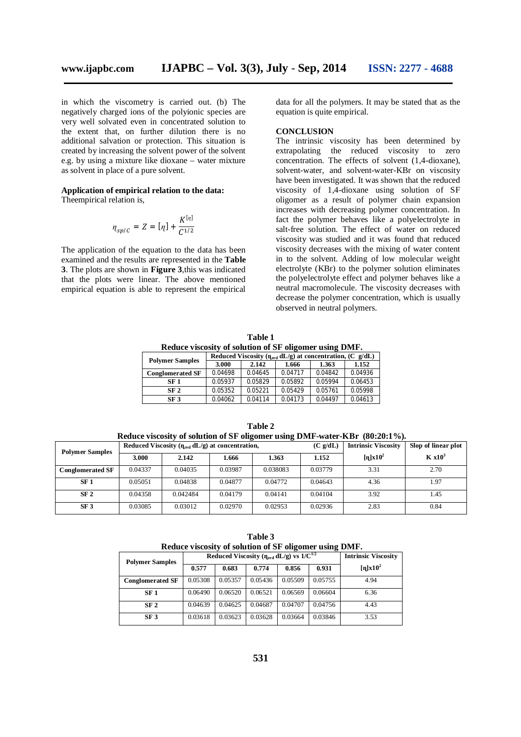in which the viscometry is carried out. (b) The negatively charged ions of the polyionic species are very well solvated even in concentrated solution to the extent that, on further dilution there is no additional salvation or protection. This situation is created by increasing the solvent power of the solvent e.g. by using a mixture like dioxane – water mixture as solvent in place of a pure solvent.

**Application of empirical relation to the data:**

Theempirical relation is,

$$\eta_{sp/c} = Z = [\eta] + \frac{K^{[\eta]}}{C^{1/2}}$$

The application of the equation to the data has been examined and the results are represented in the **Table 3**. The plots are shown in **Figure 3**,this was indicated that the plots were linear. The above mentioned empirical equation is able to represent the empirical data for all the polymers. It may be stated that as the equation is quite empirical.

## CONCLUSION

The intrinsic viscosity has been determined by extrapolating the reduced viscosity to zero concentration. The effects of solvent (1,4-dioxane), solvent-water, and solvent-water-KBr on viscosity have been investigated. It was shown that the reduced viscosity of 1,4-dioxane using solution of SF oligomer as a result of polymer chain expansion increases with decreasing polymer concentration. In fact the polymer behaves like a polyelectrolyte in salt-free solution. The effect of water on reduced viscosity was studied and it was found that reduced viscosity decreases with the mixing of water content in to the solvent. Adding of low molecular weight electrolyte (KBr) to the polymer solution eliminates the polyelectrolyte effect and polymer behaves like a neutral macromolecule. The viscosity decreases with decrease the polymer concentration, which is usually observed in neutral polymers.

**Table 1**
**Reduce viscosity of solution of SF oligomer using DMF.**

| Polymer Samples | Reduced Viscosity ($\eta_{red}$ dL/g) at concentration, (C g/dL) | | | | |
|---|---|---|---|---|---|
| | 3.000 | 2.142 | 1.666 | 1.363 | 1.152 |
| Conglomerated SF | 0.04698 | 0.04645 | 0.04717 | 0.04842 | 0.04936 |
| SF 1 | 0.05937 | 0.05829 | 0.05892 | 0.05994 | 0.06453 |
| SF 2 | 0.05352 | 0.05221 | 0.05429 | 0.05761 | 0.05998 |
| SF 3 | 0.04062 | 0.04114 | 0.04173 | 0.04497 | 0.04613 |

**Table 2**
**Reduce viscosity of solution of SF oligomer using DMF-water-KBr (80:20:1%).**

| Polymer Samples | Reduced Viscosity ($\eta_{red}$ dL/g) at concentration, | | | | (C g/dL) | Intrinsic Viscosity | Slop of linear plot |
|---|---|---|---|---|---|---|---|
| | 3.000 | 2.142 | 1.666 | 1.363 | 1.152 | $[\eta]x10^2$ | $K\ x10^3$ |
| Conglomerated SF | 0.04337 | 0.04035 | 0.03987 | 0.038083 | 0.03779 | 3.31 | 2.70 |
| SF 1 | 0.05051 | 0.04838 | 0.04877 | 0.04772 | 0.04643 | 4.36 | 1.97 |
| SF 2 | 0.04358 | 0.042484 | 0.04179 | 0.04141 | 0.04104 | 3.92 | 1.45 |
| SF 3 | 0.03085 | 0.03012 | 0.02970 | 0.02953 | 0.02936 | 2.83 | 0.84 |

**Table 3**
**Reduce viscosity of solution of SF oligomer using DMF.**

| Polymer Samples | Reduced Viscosity ($\eta_{red}$ dL/g) vs $1/C^{1/2}$ | | | | | Intrinsic Viscosity |
|---|---|---|---|---|---|---|
| | 0.577 | 0.683 | 0.774 | 0.856 | 0.931 | $[\eta]x10^2$ |
| Conglomerated SF | 0.05308 | 0.05357 | 0.05436 | 0.05509 | 0.05755 | 4.94 |
| SF 1 | 0.06490 | 0.06520 | 0.06521 | 0.06569 | 0.06604 | 6.36 |
| SF 2 | 0.04639 | 0.04625 | 0.04687 | 0.04707 | 0.04756 | 4.43 |
| SF 3 | 0.03618 | 0.03623 | 0.03628 | 0.03664 | 0.03846 | 3.53 |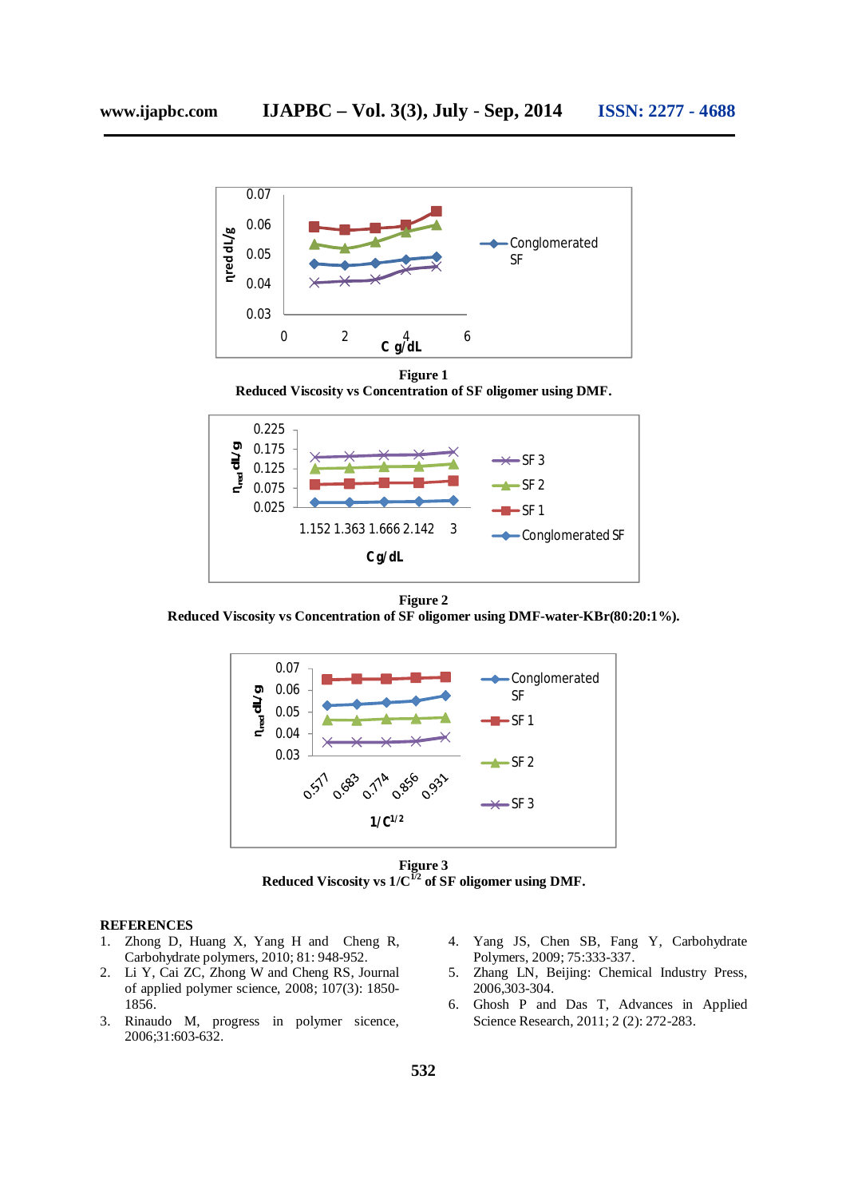**Figure 1**
**Reduced Viscosity vs Concentration of SF oligomer using DMF.**

**Figure 2**
**Reduced Viscosity vs Concentration of SF oligomer using DMF-water-KBr(80:20:1%).**

**Figure 3**
**Reduced Viscosity vs $1/C^{1/2}$ of SF oligomer using DMF.**

## REFERENCES

1. Zhong D, Huang X, Yang H and Cheng R, Carbohydrate polymers, 2010; 81: 948-952.
2. Li Y, Cai ZC, Zhong W and Cheng RS, Journal of applied polymer science, 2008; 107(3): 1850-1856.
3. Rinaudo M, progress in polymer sicence, 2006;31:603-632.
4. Yang JS, Chen SB, Fang Y, Carbohydrate Polymers, 2009; 75:333-337.
5. Zhang LN, Beijing: Chemical Industry Press, 2006,303-304.
6. Ghosh P and Das T, Advances in Applied Science Research, 2011; 2 (2): 272-283.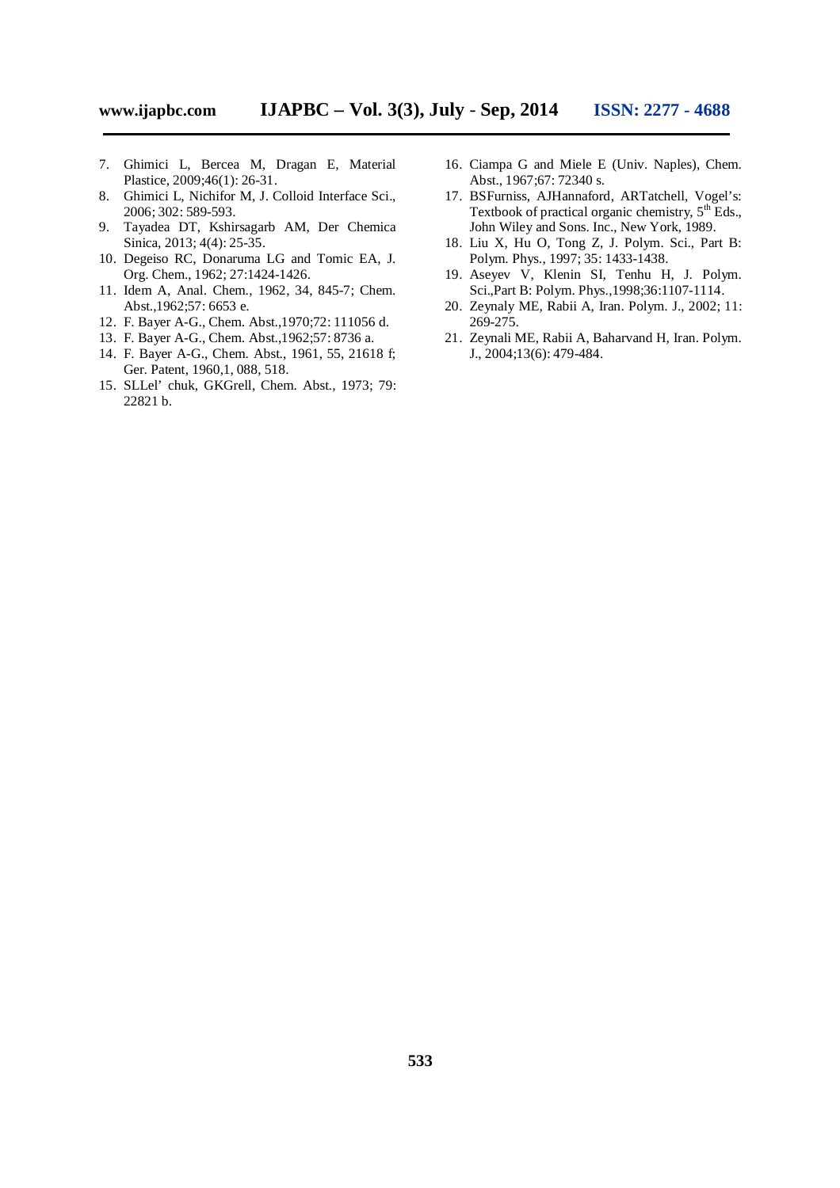7. Ghimici L, Bercea M, Dragan E, Material Plastice, 2009;46(1): 26-31.
8. Ghimici L, Nichifor M, J. Colloid Interface Sci., 2006; 302: 589-593.
9. Tayadea DT, Kshirsagarb AM, Der Chemica Sinica, 2013; 4(4): 25-35.
10. Degeiso RC, Donaruma LG and Tomic EA, J. Org. Chem., 1962; 27:1424-1426.
11. Idem A, Anal. Chem., 1962, 34, 845-7; Chem. Abst.,1962;57: 6653 e.
12. F. Bayer A-G., Chem. Abst.,1970;72: 111056 d.
13. F. Bayer A-G., Chem. Abst.,1962;57: 8736 a.
14. F. Bayer A-G., Chem. Abst., 1961, 55, 21618 f; Ger. Patent, 1960,1, 088, 518.
15. SLLel' chuk, GKGrell, Chem. Abst., 1973; 79: 22821 b.
16. Ciampa G and Miele E (Univ. Naples), Chem. Abst., 1967;67: 72340 s.
17. BSFurniss, AJHannaford, ARTatchell, Vogel's: Textbook of practical organic chemistry, 5th Eds., John Wiley and Sons. Inc., New York, 1989.
18. Liu X, Hu O, Tong Z, J. Polym. Sci., Part B: Polym. Phys., 1997; 35: 1433-1438.
19. Aseyev V, Klenin SI, Tenhu H, J. Polym. Sci.,Part B: Polym. Phys.,1998;36:1107-1114.
20. Zeynaly ME, Rabii A, Iran. Polym. J., 2002; 11: 269-275.
21. Zeynali ME, Rabii A, Baharvand H, Iran. Polym. J., 2004;13(6): 479-484.